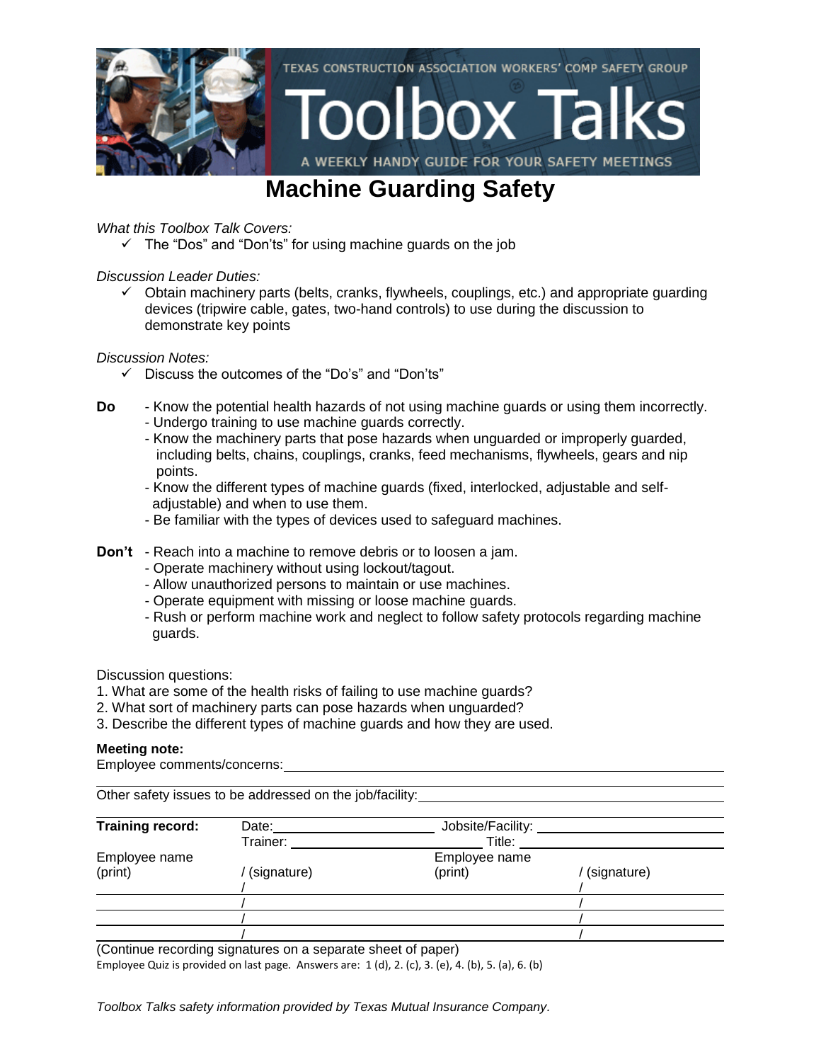TEXAS CONSTRUCTION ASSOCIATION WORKERS' COMP SAFETY GROUP

# Toolbox Talks

A WEEKLY HANDY GUIDE FOR YOUR SAFETY MEETINGS

# Machine Guarding Safety

*What this Toolbox Talk Covers:*

- ✓ The "Dos" and "Don'ts" for using machine guards on the job

*Discussion Leader Duties:*

- ✓ Obtain machinery parts (belts, cranks, flywheels, couplings, etc.) and appropriate guarding devices (tripwire cable, gates, two-hand controls) to use during the discussion to demonstrate key points

*Discussion Notes:*

- ✓ Discuss the outcomes of the "Do's" and "Don'ts"

**Do**
- Know the potential health hazards of not using machine guards or using them incorrectly.
- Undergo training to use machine guards correctly.
- Know the machinery parts that pose hazards when unguarded or improperly guarded, including belts, chains, couplings, cranks, feed mechanisms, flywheels, gears and nip points.
- Know the different types of machine guards (fixed, interlocked, adjustable and self-adjustable) and when to use them.
- Be familiar with the types of devices used to safeguard machines.

**Don't**
- Reach into a machine to remove debris or to loosen a jam.
- Operate machinery without using lockout/tagout.
- Allow unauthorized persons to maintain or use machines.
- Operate equipment with missing or loose machine guards.
- Rush or perform machine work and neglect to follow safety protocols regarding machine guards.

Discussion questions:

1. What are some of the health risks of failing to use machine guards?
2. What sort of machinery parts can pose hazards when unguarded?
3. Describe the different types of machine guards and how they are used.

**Meeting note:**

Employee comments/concerns: ______________________________

______________________________

Other safety issues to be addressed on the job/facility: ______________________________

**Training record:** Date: ______________ Jobsite/Facility: ______________

Trainer: ______________ Title: ______________

| Employee name (print) | / (signature) | Employee name (print) | / (signature) |
|---|---|---|---|
| | / | | / |
| | / | | / |
| | / | | / |
| | / | | / |

(Continue recording signatures on a separate sheet of paper)

Employee Quiz is provided on last page. Answers are: 1 (d), 2. (c), 3. (e), 4. (b), 5. (a), 6. (b)

*Toolbox Talks safety information provided by Texas Mutual Insurance Company.*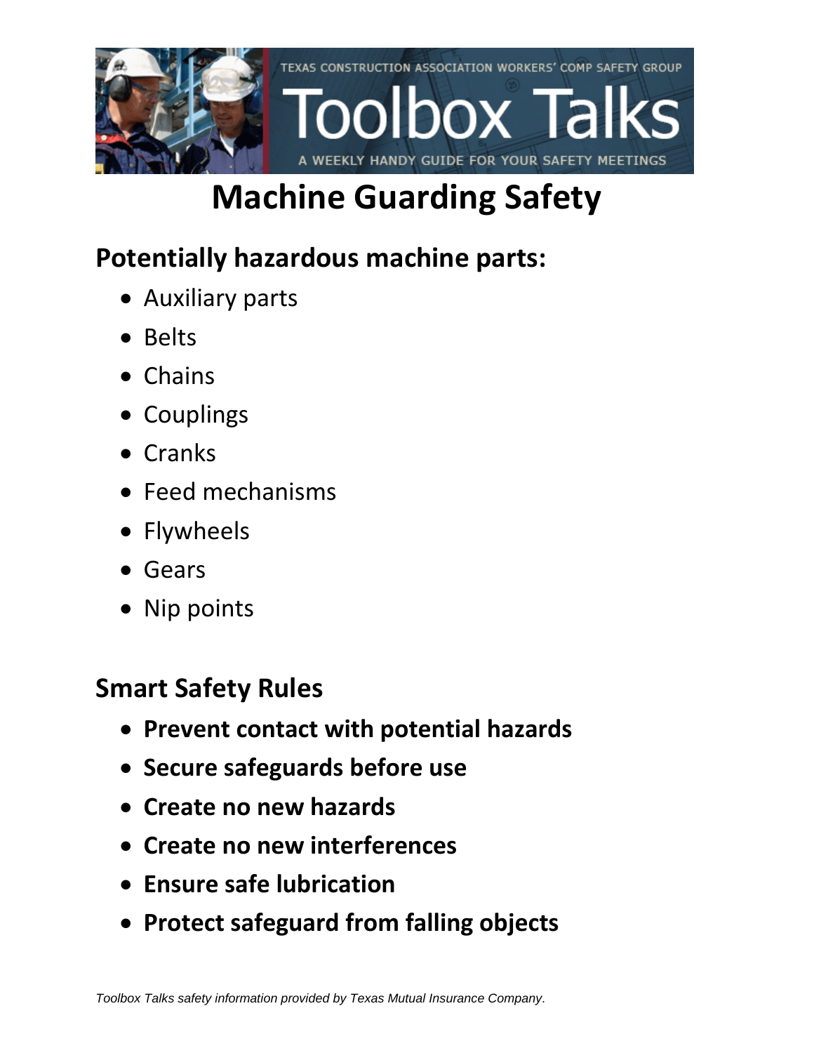# Machine Guarding Safety

## Potentially hazardous machine parts:

- Auxiliary parts
- Belts
- Chains
- Couplings
- Cranks
- Feed mechanisms
- Flywheels
- Gears
- Nip points

## Smart Safety Rules

- **Prevent contact with potential hazards**
- **Secure safeguards before use**
- **Create no new hazards**
- **Create no new interferences**
- **Ensure safe lubrication**
- **Protect safeguard from falling objects**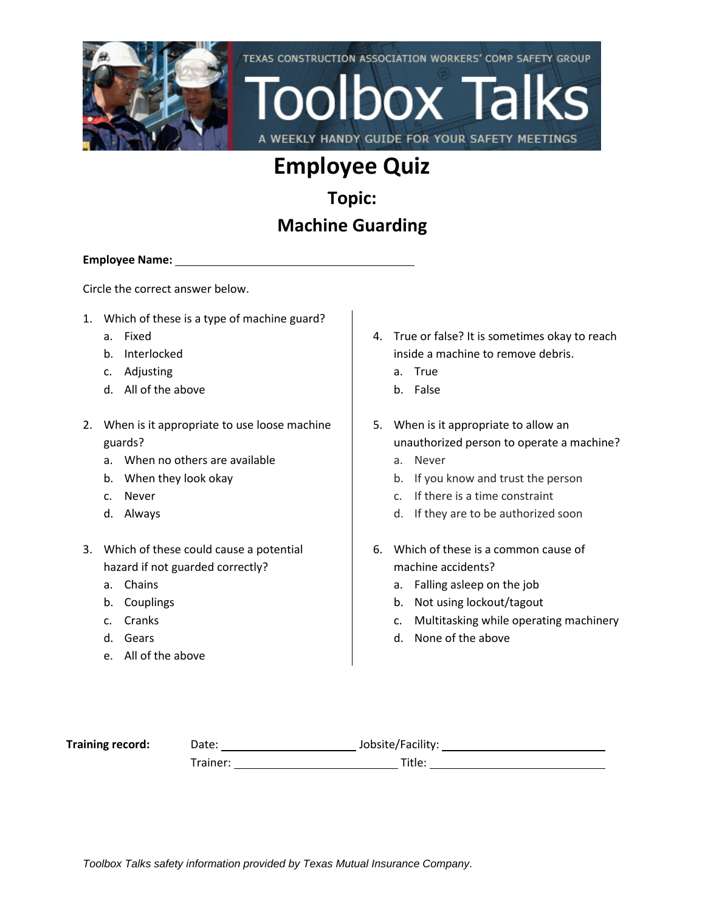TEXAS CONSTRUCTION ASSOCIATION WORKERS' COMP SAFETY GROUP

# Toolbox Talks

A WEEKLY HANDY GUIDE FOR YOUR SAFETY MEETINGS

# Employee Quiz

## Topic:

## Machine Guarding

**Employee Name:** ______________________________

Circle the correct answer below.

1. Which of these is a type of machine guard?
   a. Fixed
   b. Interlocked
   c. Adjusting
   d. All of the above

2. When is it appropriate to use loose machine guards?
   a. When no others are available
   b. When they look okay
   c. Never
   d. Always

3. Which of these could cause a potential hazard if not guarded correctly?
   a. Chains
   b. Couplings
   c. Cranks
   d. Gears
   e. All of the above

4. True or false? It is sometimes okay to reach inside a machine to remove debris.
   a. True
   b. False

5. When is it appropriate to allow an unauthorized person to operate a machine?
   a. Never
   b. If you know and trust the person
   c. If there is a time constraint
   d. If they are to be authorized soon

6. Which of these is a common cause of machine accidents?
   a. Falling asleep on the job
   b. Not using lockout/tagout
   c. Multitasking while operating machinery
   d. None of the above

**Training record:** Date: ______________ Jobsite/Facility: ______________

Trainer: ______________ Title: ______________

*Toolbox Talks safety information provided by Texas Mutual Insurance Company.*